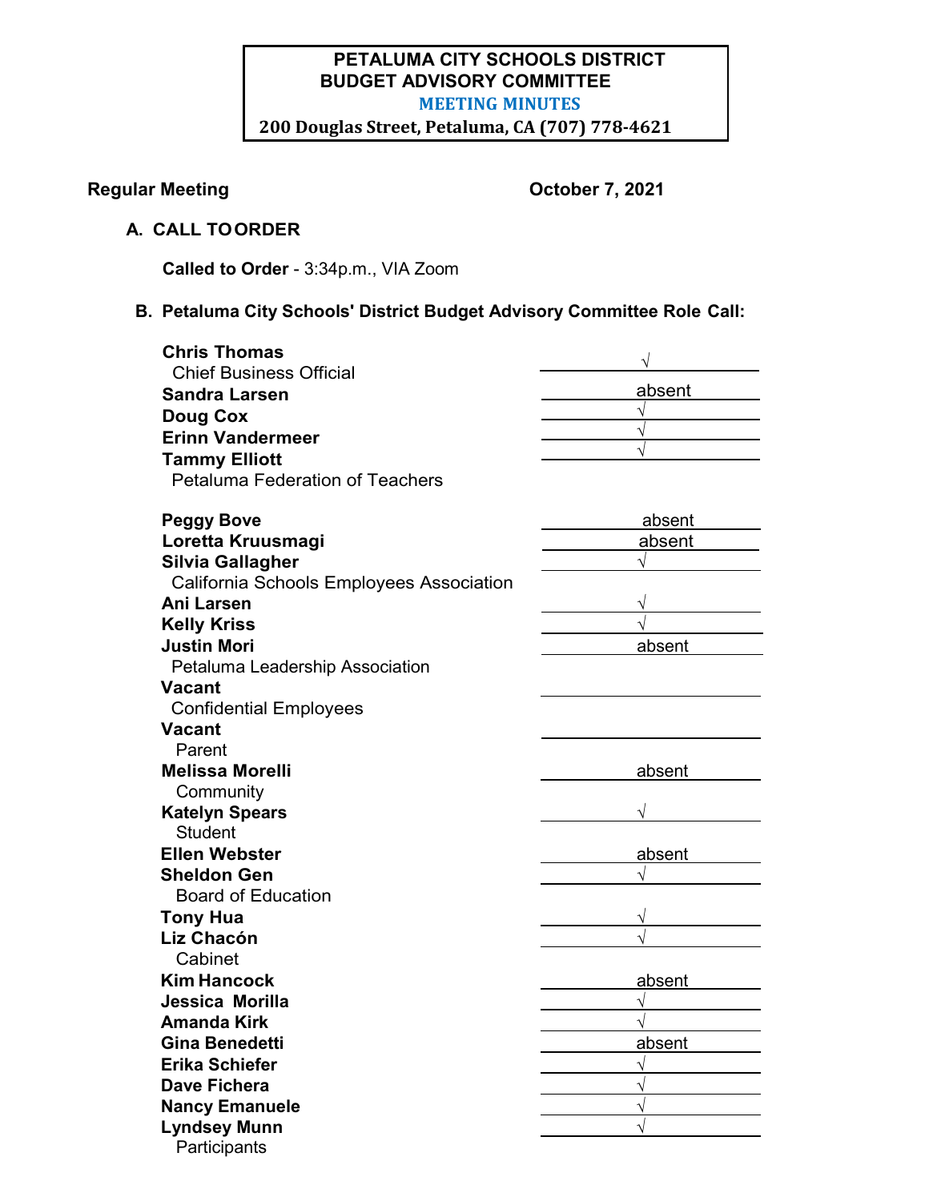**PETALUMA CITY SCHOOLS DISTRICT**
**BUDGET ADVISORY COMMITTEE**
**MEETING MINUTES**
**200 Douglas Street, Petaluma, CA (707) 778-4621**

**Regular Meeting** **October 7, 2021**

### A. CALL TO ORDER

**Called to Order** - 3:34p.m., VIA Zoom

### B. Petaluma City Schools' District Budget Advisory Committee Role Call:

| Name | Attendance |
|---|---|
| **Chris Thomas** | √ |
| Chief Business Official | |
| **Sandra Larsen** | absent |
| **Doug Cox** | √ |
| **Erinn Vandermeer** | √ |
| **Tammy Elliott** | √ |
| Petaluma Federation of Teachers | |
| **Peggy Bove** | absent |
| **Loretta Kruusmagi** | absent |
| **Silvia Gallagher** | √ |
| California Schools Employees Association | |
| **Ani Larsen** | √ |
| **Kelly Kriss** | √ |
| **Justin Mori** | absent |
| Petaluma Leadership Association | |
| **Vacant** | |
| Confidential Employees | |
| **Vacant** | |
| Parent | |
| **Melissa Morelli** | absent |
| Community | |
| **Katelyn Spears** | √ |
| Student | |
| **Ellen Webster** | absent |
| **Sheldon Gen** | √ |
| Board of Education | |
| **Tony Hua** | √ |
| **Liz Chacón** | √ |
| Cabinet | |
| **Kim Hancock** | absent |
| **Jessica Morilla** | √ |
| **Amanda Kirk** | √ |
| **Gina Benedetti** | absent |
| **Erika Schiefer** | √ |
| **Dave Fichera** | √ |
| **Nancy Emanuele** | √ |
| **Lyndsey Munn** | √ |
| Participants | |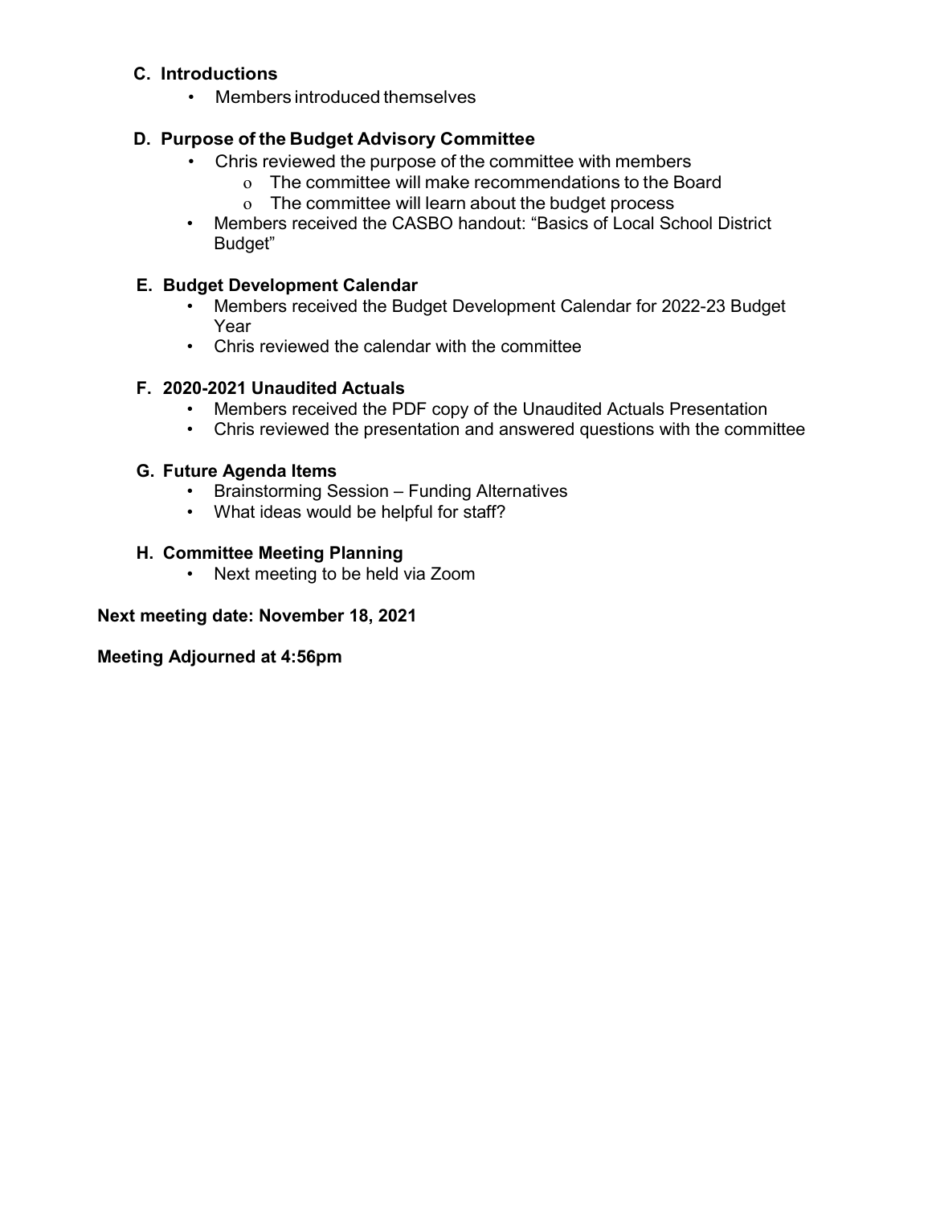### C. Introductions

- Members introduced themselves

### D. Purpose of the Budget Advisory Committee

- Chris reviewed the purpose of the committee with members
  - The committee will make recommendations to the Board
  - The committee will learn about the budget process
- Members received the CASBO handout: "Basics of Local School District Budget"

### E. Budget Development Calendar

- Members received the Budget Development Calendar for 2022-23 Budget Year
- Chris reviewed the calendar with the committee

### F. 2020-2021 Unaudited Actuals

- Members received the PDF copy of the Unaudited Actuals Presentation
- Chris reviewed the presentation and answered questions with the committee

### G. Future Agenda Items

- Brainstorming Session – Funding Alternatives
- What ideas would be helpful for staff?

### H. Committee Meeting Planning

- Next meeting to be held via Zoom

**Next meeting date: November 18, 2021**

**Meeting Adjourned at 4:56pm**